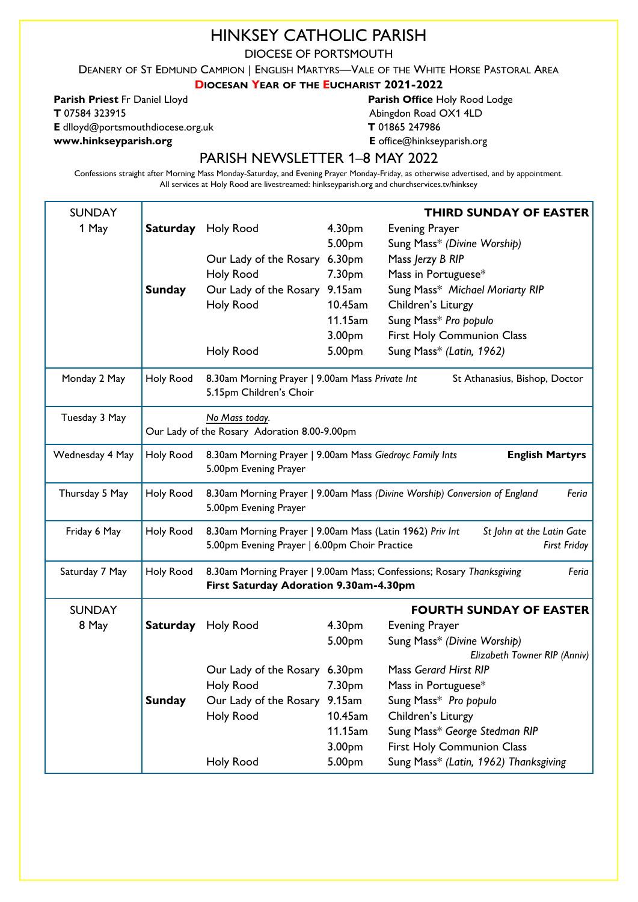# HINKSEY CATHOLIC PARISH

DIOCESE OF PORTSMOUTH

DEANERY OF ST EDMUND CAMPION | ENGLISH MARTYRS—VALE OF THE WHITE HORSE PASTORAL AREA

**DIOCESAN YEAR OF THE EUCHARIST 2021-2022**

**Parish Priest** Fr Daniel Lloyd
**T** 07584 323915
**E** dlloyd@portsmouthdiocese.org.uk
**www.hinkseyparish.org**

**Parish Office** Holy Rood Lodge
Abingdon Road OX1 4LD
**T** 01865 247986
**E** office@hinkseyparish.org

## PARISH NEWSLETTER 1–8 MAY 2022

Confessions straight after Morning Mass Monday-Saturday, and Evening Prayer Monday-Friday, as otherwise advertised, and by appointment.
All services at Holy Rood are livestreamed: hinkseyparish.org and churchservices.tv/hinksey

| | | | | |
|---|---|---|---|---|
| SUNDAY 1 May | | | | **THIRD SUNDAY OF EASTER** |
| | **Saturday** | Holy Rood | 4.30pm | Evening Prayer |
| | | | 5.00pm | Sung Mass* *(Divine Worship)* |
| | | Our Lady of the Rosary | 6.30pm | Mass *Jerzy B RIP* |
| | | Holy Rood | 7.30pm | Mass in Portuguese* |
| | **Sunday** | Our Lady of the Rosary | 9.15am | Sung Mass* *Michael Moriarty RIP* |
| | | Holy Rood | 10.45am | Children's Liturgy |
| | | | 11.15am | Sung Mass* *Pro populo* |
| | | | 3.00pm | First Holy Communion Class |
| | | Holy Rood | 5.00pm | Sung Mass* *(Latin, 1962)* |
| Monday 2 May | Holy Rood | 8.30am Morning Prayer \| 9.00am Mass *Private Int*<br>5.15pm Children's Choir | | St Athanasius, Bishop, Doctor |
| Tuesday 3 May | *No Mass today.*<br>Our Lady of the Rosary Adoration 8.00-9.00pm | | | |
| Wednesday 4 May | Holy Rood | 8.30am Morning Prayer \| 9.00am Mass *Giedroyc Family Ints*<br>5.00pm Evening Prayer | | **English Martyrs** |
| Thursday 5 May | Holy Rood | 8.30am Morning Prayer \| 9.00am Mass *(Divine Worship) Conversion of England*<br>5.00pm Evening Prayer | | *Feria* |
| Friday 6 May | Holy Rood | 8.30am Morning Prayer \| 9.00am Mass (Latin 1962) *Priv Int*<br>5.00pm Evening Prayer \| 6.00pm Choir Practice | | *St John at the Latin Gate*<br>*First Friday* |
| Saturday 7 May | Holy Rood | 8.30am Morning Prayer \| 9.00am Mass; Confessions; Rosary *Thanksgiving*<br>**First Saturday Adoration 9.30am-4.30pm** | | *Feria* |
| SUNDAY 8 May | | | | **FOURTH SUNDAY OF EASTER** |
| | **Saturday** | Holy Rood | 4.30pm | Evening Prayer |
| | | | 5.00pm | Sung Mass* *(Divine Worship)* *Elizabeth Towner RIP (Anniv)* |
| | | Our Lady of the Rosary | 6.30pm | Mass *Gerard Hirst RIP* |
| | | Holy Rood | 7.30pm | Mass in Portuguese* |
| | **Sunday** | Our Lady of the Rosary | 9.15am | Sung Mass* *Pro populo* |
| | | Holy Rood | 10.45am | Children's Liturgy |
| | | | 11.15am | Sung Mass* *George Stedman RIP* |
| | | | 3.00pm | First Holy Communion Class |
| | | Holy Rood | 5.00pm | Sung Mass* *(Latin, 1962) Thanksgiving* |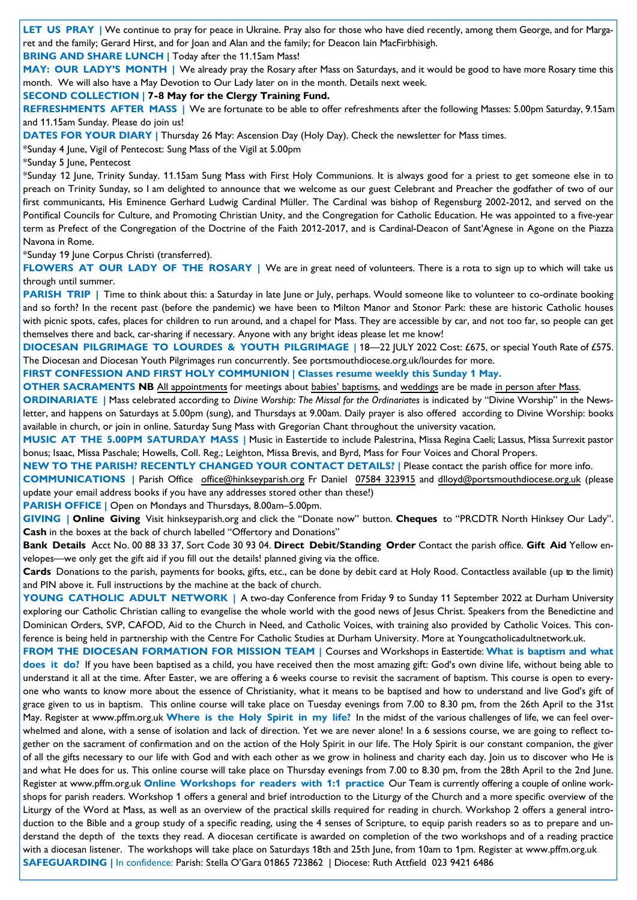**LET US PRAY |** We continue to pray for peace in Ukraine. Pray also for those who have died recently, among them George, and for Margaret and the family; Gerard Hirst, and for Joan and Alan and the family; for Deacon Iain MacFirbhisigh.

**BRING AND SHARE LUNCH |** Today after the 11.15am Mass!

**MAY: OUR LADY'S MONTH |** We already pray the Rosary after Mass on Saturdays, and it would be good to have more Rosary time this month. We will also have a May Devotion to Our Lady later on in the month. Details next week.

**SECOND COLLECTION | 7-8 May for the Clergy Training Fund.**

**REFRESHMENTS AFTER MASS |** We are fortunate to be able to offer refreshments after the following Masses: 5.00pm Saturday, 9.15am and 11.15am Sunday. Please do join us!

**DATES FOR YOUR DIARY |** Thursday 26 May: Ascension Day (Holy Day). Check the newsletter for Mass times.

*Sunday 4 June, Vigil of Pentecost: Sung Mass of the Vigil at 5.00pm

*Sunday 5 June, Pentecost

*Sunday 12 June, Trinity Sunday. 11.15am Sung Mass with First Holy Communions. It is always good for a priest to get someone else in to preach on Trinity Sunday, so I am delighted to announce that we welcome as our guest Celebrant and Preacher the godfather of two of our first communicants, His Eminence Gerhard Ludwig Cardinal Müller. The Cardinal was bishop of Regensburg 2002-2012, and served on the Pontifical Councils for Culture, and Promoting Christian Unity, and the Congregation for Catholic Education. He was appointed to a five-year term as Prefect of the Congregation of the Doctrine of the Faith 2012-2017, and is Cardinal-Deacon of Sant'Agnese in Agone on the Piazza Navona in Rome.

*Sunday 19 June Corpus Christi (transferred).

**FLOWERS AT OUR LADY OF THE ROSARY |** We are in great need of volunteers. There is a rota to sign up to which will take us through until summer.

**PARISH TRIP |** Time to think about this: a Saturday in late June or July, perhaps. Would someone like to volunteer to co-ordinate booking and so forth? In the recent past (before the pandemic) we have been to Milton Manor and Stonor Park: these are historic Catholic houses with picnic spots, cafes, places for children to run around, and a chapel for Mass. They are accessible by car, and not too far, so people can get themselves there and back, car-sharing if necessary. Anyone with any bright ideas please let me know!

**DIOCESAN PILGRIMAGE TO LOURDES & YOUTH PILGRIMAGE |** 18—22 JULY 2022 Cost: £675, or special Youth Rate of £575. The Diocesan and Diocesan Youth Pilgrimages run concurrently. See portsmouthdiocese.org.uk/lourdes for more.

**FIRST CONFESSION AND FIRST HOLY COMMUNION | Classes resume weekly this Sunday 1 May.**

**OTHER SACRAMENTS NB** All appointments for meetings about babies' baptisms, and weddings are be made in person after Mass.

**ORDINARIATE |** Mass celebrated according to *Divine Worship: The Missal for the Ordinariates* is indicated by "Divine Worship" in the Newsletter, and happens on Saturdays at 5.00pm (sung), and Thursdays at 9.00am. Daily prayer is also offered according to Divine Worship: books available in church, or join in online. Saturday Sung Mass with Gregorian Chant throughout the university vacation.

**MUSIC AT THE 5.00PM SATURDAY MASS |** Music in Eastertide to include Palestrina, Missa Regina Caeli; Lassus, Missa Surrexit pastor bonus; Isaac, Missa Paschale; Howells, Coll. Reg.; Leighton, Missa Brevis, and Byrd, Mass for Four Voices and Choral Propers.

**NEW TO THE PARISH? RECENTLY CHANGED YOUR CONTACT DETAILS? |** Please contact the parish office for more info.

**COMMUNICATIONS |** Parish Office office@hinkseyparish.org Fr Daniel 07584 323915 and dlloyd@portsmouthdiocese.org.uk (please update your email address books if you have any addresses stored other than these!)

**PARISH OFFICE |** Open on Mondays and Thursdays, 8.00am–5.00pm.

**GIVING | Online Giving** Visit hinkseyparish.org and click the "Donate now" button. **Cheques** to "PRCDTR North Hinksey Our Lady". **Cash** in the boxes at the back of church labelled "Offertory and Donations"

**Bank Details** Acct No. 00 88 33 37, Sort Code 30 93 04. **Direct Debit/Standing Order** Contact the parish office. **Gift Aid** Yellow envelopes—we only get the gift aid if you fill out the details! planned giving via the office.

**Cards** Donations to the parish, payments for books, gifts, etc., can be done by debit card at Holy Rood. Contactless available (up to the limit) and PIN above it. Full instructions by the machine at the back of church.

**YOUNG CATHOLIC ADULT NETWORK |** A two-day Conference from Friday 9 to Sunday 11 September 2022 at Durham University exploring our Catholic Christian calling to evangelise the whole world with the good news of Jesus Christ. Speakers from the Benedictine and Dominican Orders, SVP, CAFOD, Aid to the Church in Need, and Catholic Voices, with training also provided by Catholic Voices. This conference is being held in partnership with the Centre For Catholic Studies at Durham University. More at Youngcatholicadultnetwork.uk.

**FROM THE DIOCESAN FORMATION FOR MISSION TEAM |** Courses and Workshops in Eastertide: **What is baptism and what does it do?** If you have been baptised as a child, you have received then the most amazing gift: God's own divine life, without being able to understand it all at the time. After Easter, we are offering a 6 weeks course to revisit the sacrament of baptism. This course is open to everyone who wants to know more about the essence of Christianity, what it means to be baptised and how to understand and live God's gift of grace given to us in baptism. This online course will take place on Tuesday evenings from 7.00 to 8.30 pm, from the 26th April to the 31st May. Register at www.pffm.org.uk **Where is the Holy Spirit in my life?** In the midst of the various challenges of life, we can feel overwhelmed and alone, with a sense of isolation and lack of direction. Yet we are never alone! In a 6 sessions course, we are going to reflect together on the sacrament of confirmation and on the action of the Holy Spirit in our life. The Holy Spirit is our constant companion, the giver of all the gifts necessary to our life with God and with each other as we grow in holiness and charity each day. Join us to discover who He is and what He does for us. This online course will take place on Thursday evenings from 7.00 to 8.30 pm, from the 28th April to the 2nd June. Register at www.pffm.org.uk **Online Workshops for readers with 1:1 practice** Our Team is currently offering a couple of online workshops for parish readers. Workshop 1 offers a general and brief introduction to the Liturgy of the Church and a more specific overview of the Liturgy of the Word at Mass, as well as an overview of the practical skills required for reading in church. Workshop 2 offers a general introduction to the Bible and a group study of a specific reading, using the 4 senses of Scripture, to equip parish readers so as to prepare and understand the depth of the texts they read. A diocesan certificate is awarded on completion of the two workshops and of a reading practice with a diocesan listener. The workshops will take place on Saturdays 18th and 25th June, from 10am to 1pm. Register at www.pffm.org.uk

**SAFEGUARDING |** In confidence: Parish: Stella O'Gara 01865 723862 | Diocese: Ruth Attfield 023 9421 6486